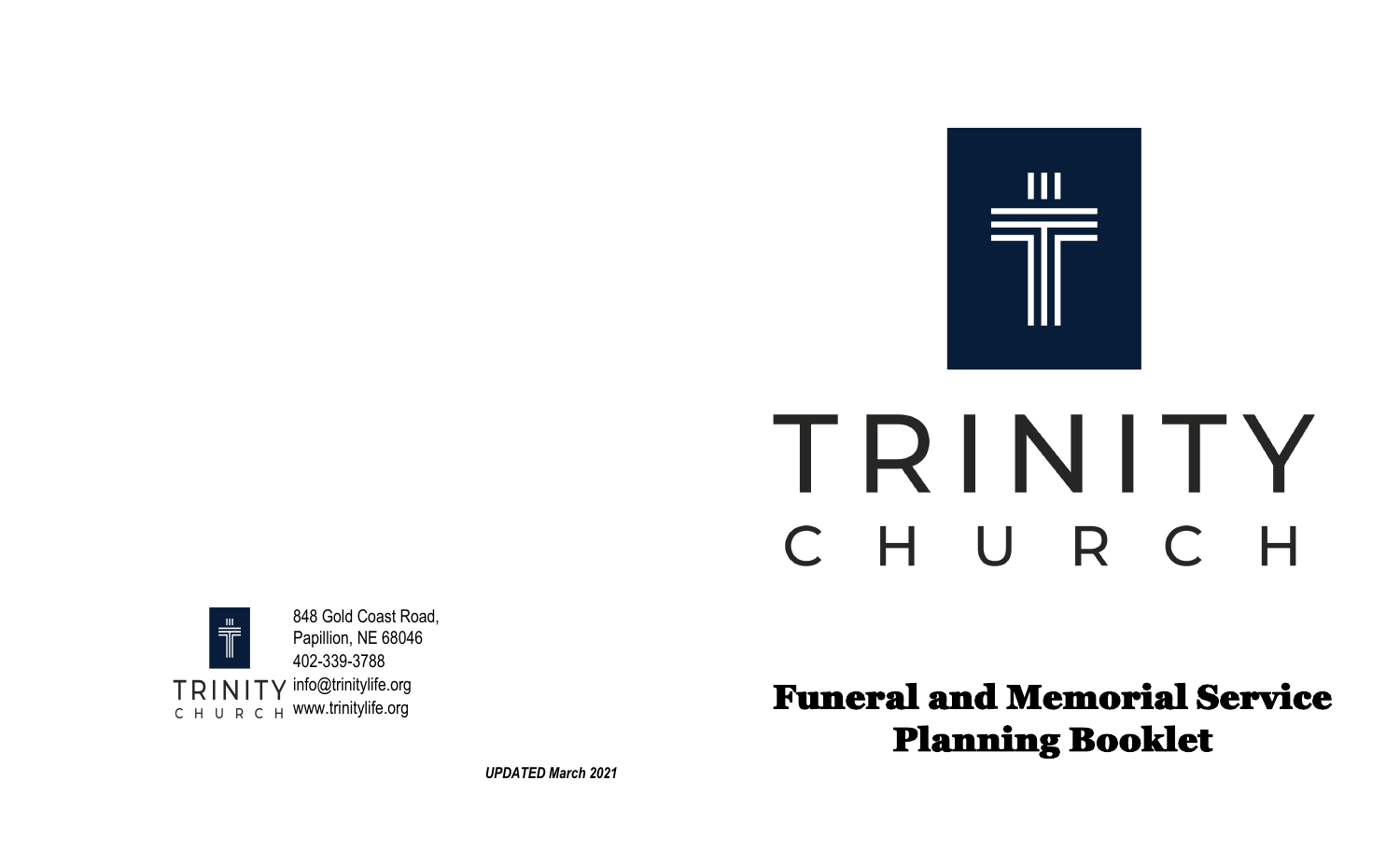# TRINITY CHURCH

# Funeral and Memorial Service Planning Booklet

TRINITY CHURCH

848 Gold Coast Road,
Papillion, NE 68046
402-339-3788
info@trinitylife.org
www.trinitylife.org

*UPDATED March 2021*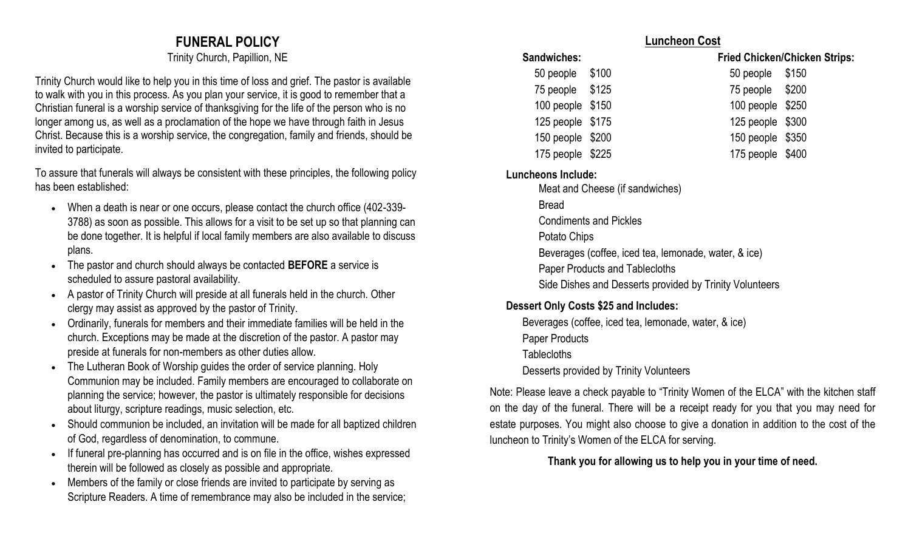# FUNERAL POLICY

Trinity Church, Papillion, NE

Trinity Church would like to help you in this time of loss and grief. The pastor is available to walk with you in this process. As you plan your service, it is good to remember that a Christian funeral is a worship service of thanksgiving for the life of the person who is no longer among us, as well as a proclamation of the hope we have through faith in Jesus Christ. Because this is a worship service, the congregation, family and friends, should be invited to participate.

To assure that funerals will always be consistent with these principles, the following policy has been established:

- When a death is near or one occurs, please contact the church office (402-339-3788) as soon as possible. This allows for a visit to be set up so that planning can be done together. It is helpful if local family members are also available to discuss plans.
- The pastor and church should always be contacted **BEFORE** a service is scheduled to assure pastoral availability.
- A pastor of Trinity Church will preside at all funerals held in the church. Other clergy may assist as approved by the pastor of Trinity.
- Ordinarily, funerals for members and their immediate families will be held in the church. Exceptions may be made at the discretion of the pastor. A pastor may preside at funerals for non-members as other duties allow.
- The Lutheran Book of Worship guides the order of service planning. Holy Communion may be included. Family members are encouraged to collaborate on planning the service; however, the pastor is ultimately responsible for decisions about liturgy, scripture readings, music selection, etc.
- Should communion be included, an invitation will be made for all baptized children of God, regardless of denomination, to commune.
- If funeral pre-planning has occurred and is on file in the office, wishes expressed therein will be followed as closely as possible and appropriate.
- Members of the family or close friends are invited to participate by serving as Scripture Readers. A time of remembrance may also be included in the service;

## Luncheon Cost

| Sandwiches: | | Fried Chicken/Chicken Strips: | |
|---|---|---|---|
| 50 people | $100 | 50 people | $150 |
| 75 people | $125 | 75 people | $200 |
| 100 people | $150 | 100 people | $250 |
| 125 people | $175 | 125 people | $300 |
| 150 people | $200 | 150 people | $350 |
| 175 people | $225 | 175 people | $400 |

**Luncheons Include:**

Meat and Cheese (if sandwiches)
Bread
Condiments and Pickles
Potato Chips
Beverages (coffee, iced tea, lemonade, water, & ice)
Paper Products and Tablecloths
Side Dishes and Desserts provided by Trinity Volunteers

**Dessert Only Costs $25 and Includes:**

Beverages (coffee, iced tea, lemonade, water, & ice)
Paper Products
Tablecloths
Desserts provided by Trinity Volunteers

Note: Please leave a check payable to "Trinity Women of the ELCA" with the kitchen staff on the day of the funeral. There will be a receipt ready for you that you may need for estate purposes. You might also choose to give a donation in addition to the cost of the luncheon to Trinity's Women of the ELCA for serving.

**Thank you for allowing us to help you in your time of need.**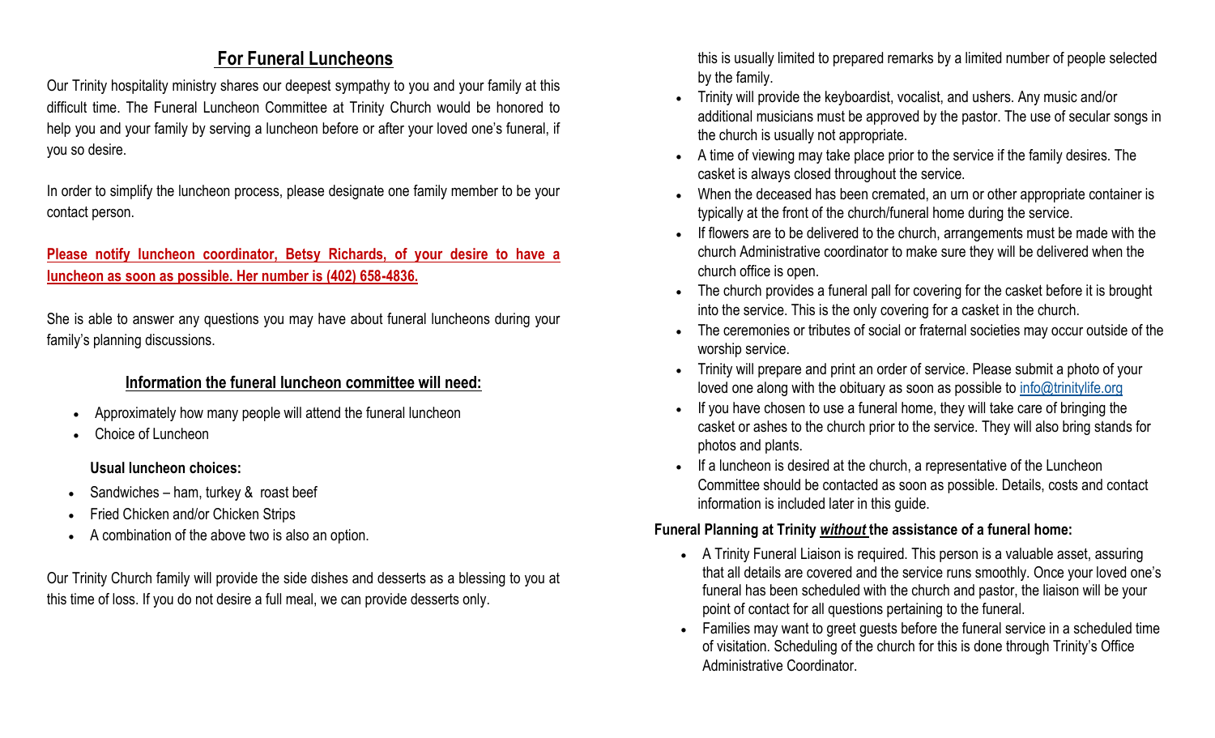## For Funeral Luncheons

Our Trinity hospitality ministry shares our deepest sympathy to you and your family at this difficult time. The Funeral Luncheon Committee at Trinity Church would be honored to help you and your family by serving a luncheon before or after your loved one's funeral, if you so desire.

In order to simplify the luncheon process, please designate one family member to be your contact person.

**Please notify luncheon coordinator, Betsy Richards, of your desire to have a luncheon as soon as possible. Her number is (402) 658-4836.**

She is able to answer any questions you may have about funeral luncheons during your family's planning discussions.

### Information the funeral luncheon committee will need:

- Approximately how many people will attend the funeral luncheon
- Choice of Luncheon

**Usual luncheon choices:**

- Sandwiches – ham, turkey & roast beef
- Fried Chicken and/or Chicken Strips
- A combination of the above two is also an option.

Our Trinity Church family will provide the side dishes and desserts as a blessing to you at this time of loss. If you do not desire a full meal, we can provide desserts only.

this is usually limited to prepared remarks by a limited number of people selected by the family.

- Trinity will provide the keyboardist, vocalist, and ushers. Any music and/or additional musicians must be approved by the pastor. The use of secular songs in the church is usually not appropriate.
- A time of viewing may take place prior to the service if the family desires. The casket is always closed throughout the service.
- When the deceased has been cremated, an urn or other appropriate container is typically at the front of the church/funeral home during the service.
- If flowers are to be delivered to the church, arrangements must be made with the church Administrative coordinator to make sure they will be delivered when the church office is open.
- The church provides a funeral pall for covering for the casket before it is brought into the service. This is the only covering for a casket in the church.
- The ceremonies or tributes of social or fraternal societies may occur outside of the worship service.
- Trinity will prepare and print an order of service. Please submit a photo of your loved one along with the obituary as soon as possible to info@trinitylife.org
- If you have chosen to use a funeral home, they will take care of bringing the casket or ashes to the church prior to the service. They will also bring stands for photos and plants.
- If a luncheon is desired at the church, a representative of the Luncheon Committee should be contacted as soon as possible. Details, costs and contact information is included later in this guide.

**Funeral Planning at Trinity *without* the assistance of a funeral home:**

- A Trinity Funeral Liaison is required. This person is a valuable asset, assuring that all details are covered and the service runs smoothly. Once your loved one's funeral has been scheduled with the church and pastor, the liaison will be your point of contact for all questions pertaining to the funeral.
- Families may want to greet guests before the funeral service in a scheduled time of visitation. Scheduling of the church for this is done through Trinity's Office Administrative Coordinator.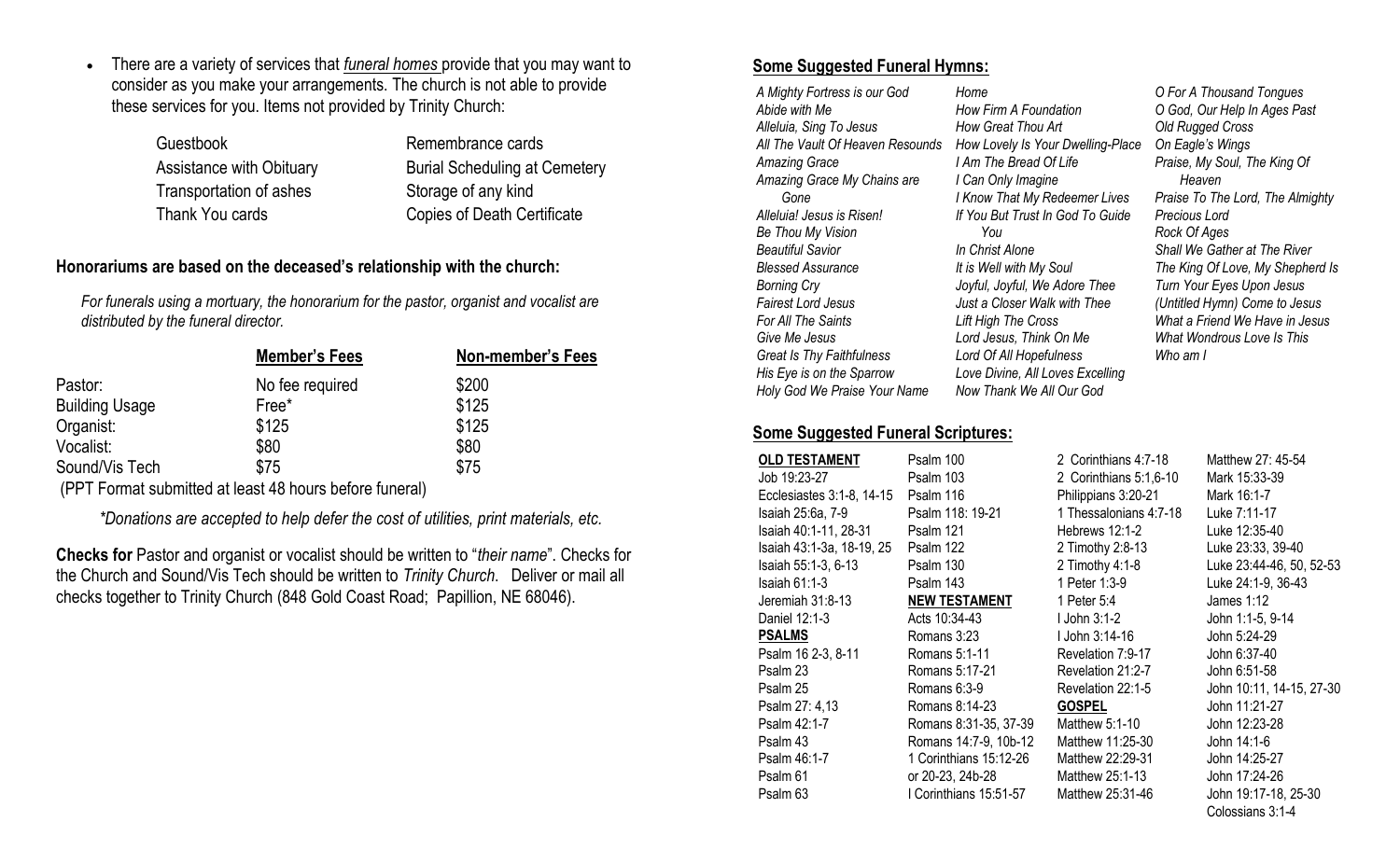- There are a variety of services that *funeral homes* provide that you may want to consider as you make your arrangements. The church is not able to provide these services for you. Items not provided by Trinity Church:

| | |
|---|---|
| Guestbook | Remembrance cards |
| Assistance with Obituary | Burial Scheduling at Cemetery |
| Transportation of ashes | Storage of any kind |
| Thank You cards | Copies of Death Certificate |

**Honorariums are based on the deceased's relationship with the church:**

*For funerals using a mortuary, the honorarium for the pastor, organist and vocalist are distributed by the funeral director.*

| | Member's Fees | Non-member's Fees |
|---|---|---|
| Pastor: | No fee required | $200 |
| Building Usage | Free* | $125 |
| Organist: | $125 | $125 |
| Vocalist: | $80 | $80 |
| Sound/Vis Tech | $75 | $75 |

(PPT Format submitted at least 48 hours before funeral)

*\*Donations are accepted to help defer the cost of utilities, print materials, etc.*

**Checks for** Pastor and organist or vocalist should be written to "*their name*". Checks for the Church and Sound/Vis Tech should be written to *Trinity Church*. Deliver or mail all checks together to Trinity Church (848 Gold Coast Road; Papillion, NE 68046).

**Some Suggested Funeral Hymns:**

*A Mighty Fortress is our God*
*Abide with Me*
*Alleluia, Sing To Jesus*
*All The Vault Of Heaven Resounds*
*Amazing Grace*
*Amazing Grace My Chains are Gone*
*Alleluia! Jesus is Risen!*
*Be Thou My Vision*
*Beautiful Savior*
*Blessed Assurance*
*Borning Cry*
*Fairest Lord Jesus*
*For All The Saints*
*Give Me Jesus*
*Great Is Thy Faithfulness*
*His Eye is on the Sparrow*
*Holy God We Praise Your Name*
*Home*
*How Firm A Foundation*
*How Great Thou Art*
*How Lovely Is Your Dwelling-Place*
*I Am The Bread Of Life*
*I Can Only Imagine*
*I Know That My Redeemer Lives*
*If You But Trust In God To Guide You*
*In Christ Alone*
*It is Well with My Soul*
*Joyful, Joyful, We Adore Thee*
*Just a Closer Walk with Thee*
*Lift High The Cross*
*Lord Jesus, Think On Me*
*Lord Of All Hopefulness*
*Love Divine, All Loves Excelling*
*Now Thank We All Our God*
*O For A Thousand Tongues*
*O God, Our Help In Ages Past*
*Old Rugged Cross*
*On Eagle's Wings*
*Praise, My Soul, The King Of Heaven*
*Praise To The Lord, The Almighty*
*Precious Lord*
*Rock Of Ages*
*Shall We Gather at The River*
*The King Of Love, My Shepherd Is*
*Turn Your Eyes Upon Jesus*
*(Untitled Hymn) Come to Jesus*
*What a Friend We Have in Jesus*
*What Wondrous Love Is This*
*Who am I*

**Some Suggested Funeral Scriptures:**

**OLD TESTAMENT**
Job 19:23-27
Ecclesiastes 3:1-8, 14-15
Isaiah 25:6a, 7-9
Isaiah 40:1-11, 28-31
Isaiah 43:1-3a, 18-19, 25
Isaiah 55:1-3, 6-13
Isaiah 61:1-3
Jeremiah 31:8-13
Daniel 12:1-3

**PSALMS**
Psalm 16 2-3, 8-11
Psalm 23
Psalm 25
Psalm 27: 4,13
Psalm 42:1-7
Psalm 43
Psalm 46:1-7
Psalm 61
Psalm 63
Psalm 100
Psalm 103
Psalm 116
Psalm 118: 19-21
Psalm 121
Psalm 122
Psalm 130
Psalm 143

**NEW TESTAMENT**
Acts 10:34-43
Romans 3:23
Romans 5:1-11
Romans 5:17-21
Romans 6:3-9
Romans 8:14-23
Romans 8:31-35, 37-39
Romans 14:7-9, 10b-12
1 Corinthians 15:12-26 or 20-23, 24b-28
I Corinthians 15:51-57
2 Corinthians 4:7-18
2 Corinthians 5:1,6-10
Philippians 3:20-21
1 Thessalonians 4:7-18
Hebrews 12:1-2
2 Timothy 2:8-13
2 Timothy 4:1-8
1 Peter 1:3-9
1 Peter 5:4
I John 3:1-2
I John 3:14-16
Revelation 7:9-17
Revelation 21:2-7
Revelation 22:1-5

**GOSPEL**
Matthew 5:1-10
Matthew 11:25-30
Matthew 22:29-31
Matthew 25:1-13
Matthew 25:31-46
Matthew 27: 45-54
Mark 15:33-39
Mark 16:1-7
Luke 7:11-17
Luke 12:35-40
Luke 23:33, 39-40
Luke 23:44-46, 50, 52-53
Luke 24:1-9, 36-43
James 1:12
John 1:1-5, 9-14
John 5:24-29
John 6:37-40
John 6:51-58
John 10:11, 14-15, 27-30
John 11:21-27
John 12:23-28
John 14:1-6
John 14:25-27
John 17:24-26
John 19:17-18, 25-30
Colossians 3:1-4